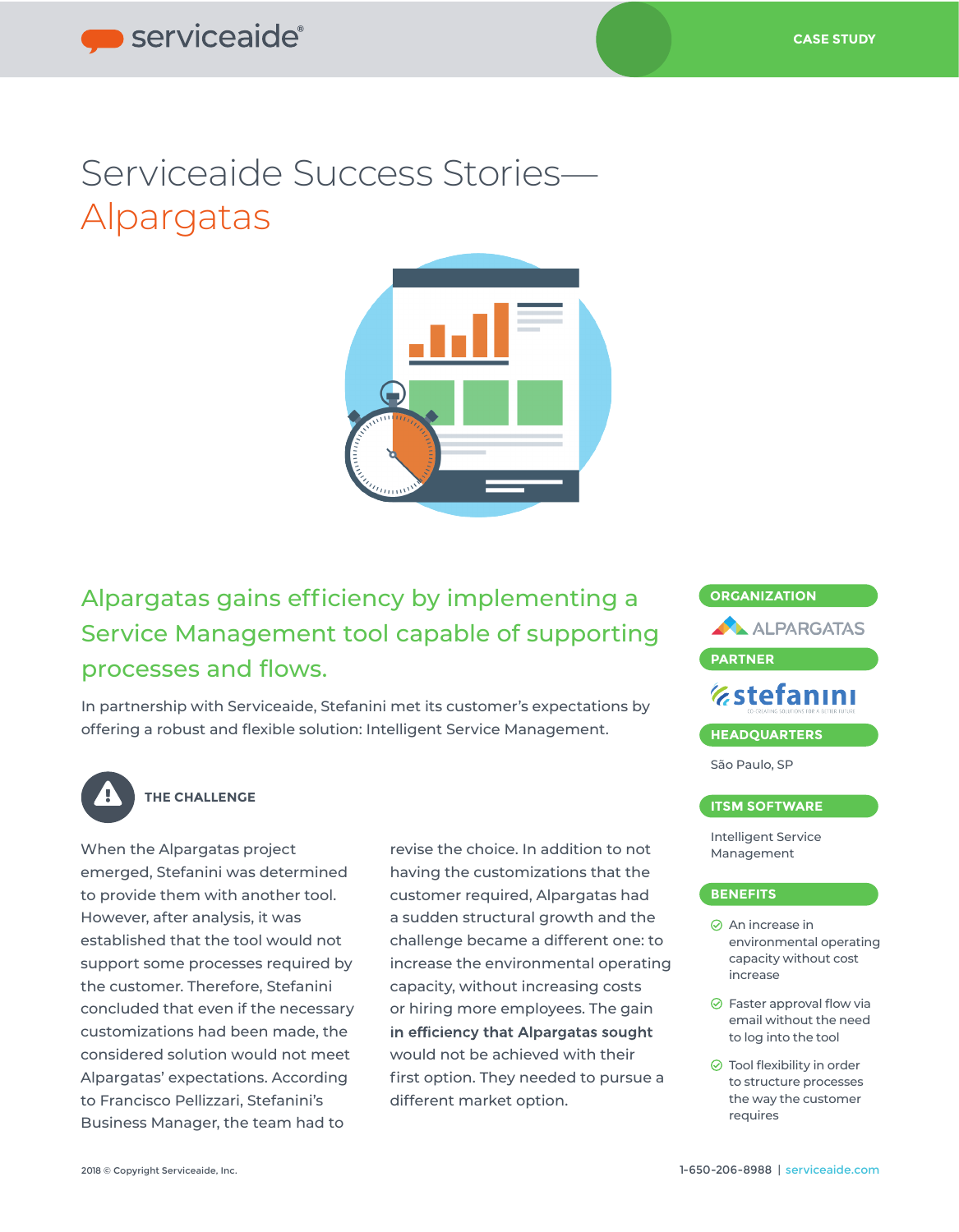CASE STUDY

# Serviceaide Success Stories—Alpargatas

## Alpargatas gains efficiency by implementing a Service Management tool capable of supporting processes and flows.

In partnership with Serviceaide, Stefanini met its customer's expectations by offering a robust and flexible solution: Intelligent Service Management.

### THE CHALLENGE

When the Alpargatas project emerged, Stefanini was determined to provide them with another tool. However, after analysis, it was established that the tool would not support some processes required by the customer. Therefore, Stefanini concluded that even if the necessary customizations had been made, the considered solution would not meet Alpargatas' expectations. According to Francisco Pellizzari, Stefanini's Business Manager, the team had to revise the choice. In addition to not having the customizations that the customer required, Alpargatas had a sudden structural growth and the challenge became a different one: to increase the environmental operating capacity, without increasing costs or hiring more employees. The gain **in efficiency that Alpargatas sought** would not be achieved with their first option. They needed to pursue a different market option.

**ORGANIZATION**

ALPARGATAS

**PARTNER**

stefanini

**HEADQUARTERS**

São Paulo, SP

**ITSM SOFTWARE**

Intelligent Service Management

**BENEFITS**

- An increase in environmental operating capacity without cost increase
- Faster approval flow via email without the need to log into the tool
- Tool flexibility in order to structure processes the way the customer requires

2018 © Copyright Serviceaide, Inc.

1-650-206-8988 | serviceaide.com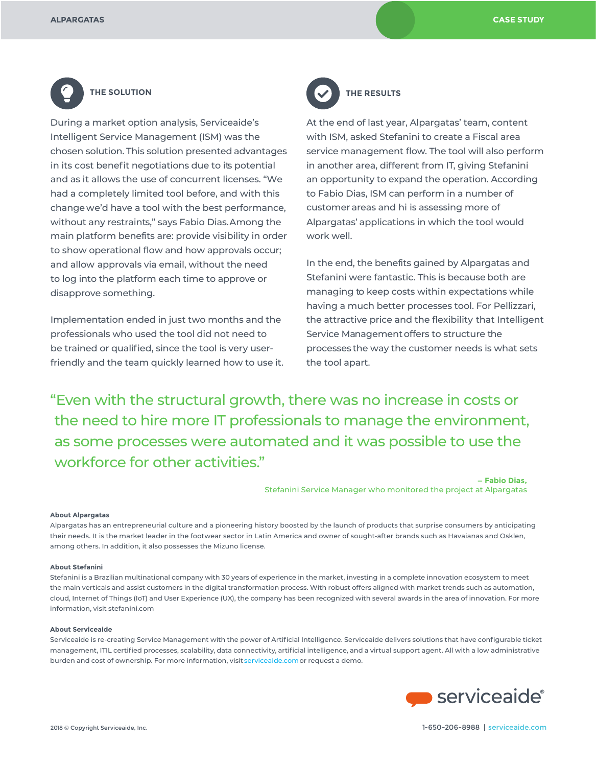## THE SOLUTION

During a market option analysis, Serviceaide's Intelligent Service Management (ISM) was the chosen solution. This solution presented advantages in its cost benefit negotiations due to its potential and as it allows the use of concurrent licenses. "We had a completely limited tool before, and with this change we'd have a tool with the best performance, without any restraints," says Fabio Dias.Among the main platform benefits are: provide visibility in order to show operational flow and how approvals occur; and allow approvals via email, without the need to log into the platform each time to approve or disapprove something.

Implementation ended in just two months and the professionals who used the tool did not need to be trained or qualified, since the tool is very user-friendly and the team quickly learned how to use it.

## THE RESULTS

At the end of last year, Alpargatas' team, content with ISM, asked Stefanini to create a Fiscal area service management flow. The tool will also perform in another area, different from IT, giving Stefanini an opportunity to expand the operation. According to Fabio Dias, ISM can perform in a number of customer areas and hi is assessing more of Alpargatas' applications in which the tool would work well.

In the end, the benefits gained by Alpargatas and Stefanini were fantastic. This is because both are managing to keep costs within expectations while having a much better processes tool. For Pellizzari, the attractive price and the flexibility that Intelligent Service Management offers to structure the processes the way the customer needs is what sets the tool apart.

> "Even with the structural growth, there was no increase in costs or the need to hire more IT professionals to manage the environment, as some processes were automated and it was possible to use the workforce for other activities."
>
> **– Fabio Dias,**
> Stefanini Service Manager who monitored the project at Alpargatas

**About Alpargatas**

Alpargatas has an entrepreneurial culture and a pioneering history boosted by the launch of products that surprise consumers by anticipating their needs. It is the market leader in the footwear sector in Latin America and owner of sought-after brands such as Havaianas and Osklen, among others. In addition, it also possesses the Mizuno license.

**About Stefanini**

Stefanini is a Brazilian multinational company with 30 years of experience in the market, investing in a complete innovation ecosystem to meet the main verticals and assist customers in the digital transformation process. With robust offers aligned with market trends such as automation, cloud, Internet of Things (IoT) and User Experience (UX), the company has been recognized with several awards in the area of innovation. For more information, visit stefanini.com

**About Serviceaide**

Serviceaide is re-creating Service Management with the power of Artificial Intelligence. Serviceaide delivers solutions that have configurable ticket management, ITIL certified processes, scalability, data connectivity, artificial intelligence, and a virtual support agent. All with a low administrative burden and cost of ownership. For more information, visit serviceaide.com or request a demo.

serviceaide®

2018 © Copyright Serviceaide, Inc.

1-650-206-8988 | serviceaide.com